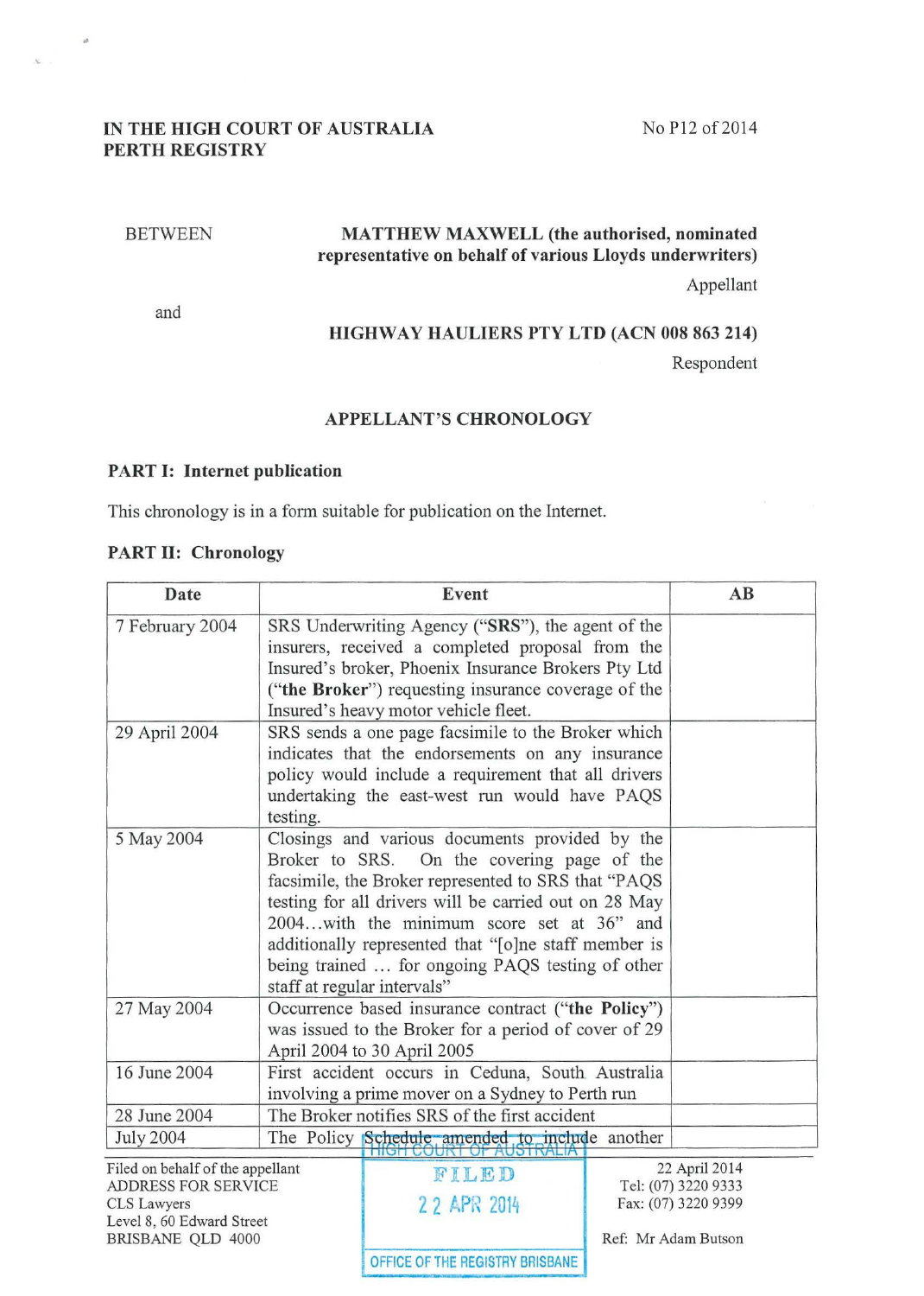**IN THE HIGH COURT OF AUSTRALIA**
**PERTH REGISTRY**

No P12 of 2014

BETWEEN

**MATTHEW MAXWELL (the authorised, nominated representative on behalf of various Lloyds underwriters)**

Appellant

and

**HIGHWAY HAULIERS PTY LTD (ACN 008 863 214)**

Respondent

**APPELLANT'S CHRONOLOGY**

**PART I: Internet publication**

This chronology is in a form suitable for publication on the Internet.

**PART II: Chronology**

| Date | Event | AB |
|---|---|---|
| 7 February 2004 | SRS Underwriting Agency ("**SRS**"), the agent of the insurers, received a completed proposal from the Insured's broker, Phoenix Insurance Brokers Pty Ltd ("**the Broker**") requesting insurance coverage of the Insured's heavy motor vehicle fleet. | |
| 29 April 2004 | SRS sends a one page facsimile to the Broker which indicates that the endorsements on any insurance policy would include a requirement that all drivers undertaking the east-west run would have PAQS testing. | |
| 5 May 2004 | Closings and various documents provided by the Broker to SRS. On the covering page of the facsimile, the Broker represented to SRS that "PAQS testing for all drivers will be carried out on 28 May 2004...with the minimum score set at 36" and additionally represented that "[o]ne staff member is being trained ... for ongoing PAQS testing of other staff at regular intervals" | |
| 27 May 2004 | Occurrence based insurance contract ("**the Policy**") was issued to the Broker for a period of cover of 29 April 2004 to 30 April 2005 | |
| 16 June 2004 | First accident occurs in Ceduna, South Australia involving a prime mover on a Sydney to Perth run | |
| 28 June 2004 | The Broker notifies SRS of the first accident | |
| July 2004 | The Policy Schedule amended to include another | |

Filed on behalf of the appellant
ADDRESS FOR SERVICE
CLS Lawyers
Level 8, 60 Edward Street
BRISBANE QLD 4000

HIGH COURT OF AUSTRALIA
FILED
22 APR 2014
OFFICE OF THE REGISTRY BRISBANE

22 April 2014
Tel: (07) 3220 9333
Fax: (07) 3220 9399

Ref: Mr Adam Butson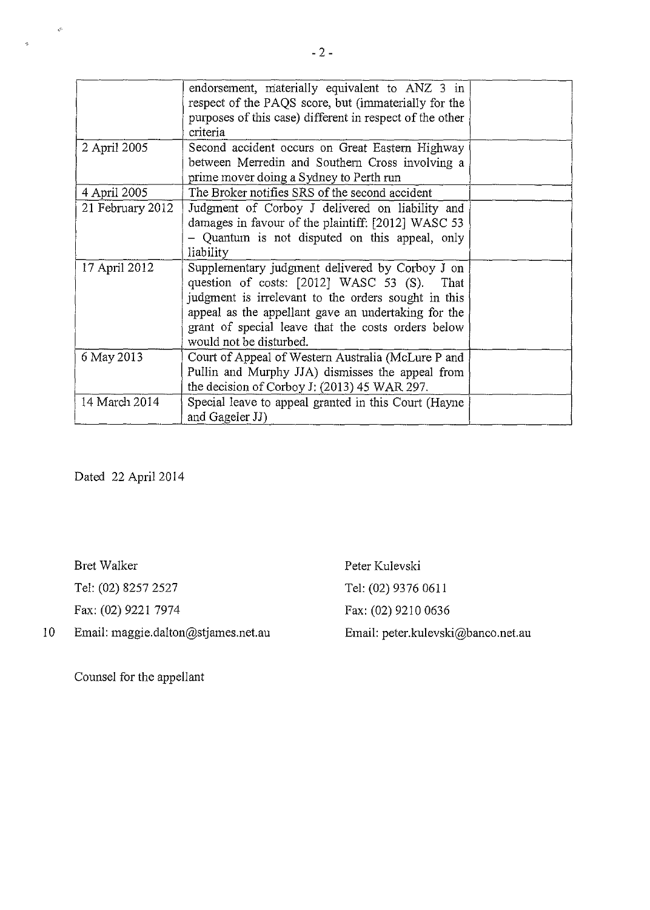| | | |
|---|---|---|
| | endorsement, materially equivalent to ANZ 3 in respect of the PAQS score, but (immaterially for the purposes of this case) different in respect of the other criteria | |
| 2 April 2005 | Second accident occurs on Great Eastern Highway between Merredin and Southern Cross involving a prime mover doing a Sydney to Perth run | |
| 4 April 2005 | The Broker notifies SRS of the second accident | |
| 21 February 2012 | Judgment of Corboy J delivered on liability and damages in favour of the plaintiff: [2012] WASC 53 – Quantum is not disputed on this appeal, only liability | |
| 17 April 2012 | Supplementary judgment delivered by Corboy J on question of costs: [2012] WASC 53 (S). That judgment is irrelevant to the orders sought in this appeal as the appellant gave an undertaking for the grant of special leave that the costs orders below would not be disturbed. | |
| 6 May 2013 | Court of Appeal of Western Australia (McLure P and Pullin and Murphy JJA) dismisses the appeal from the decision of Corboy J: (2013) 45 WAR 297. | |
| 14 March 2014 | Special leave to appeal granted in this Court (Hayne and Gageler JJ) | |

Dated 22 April 2014

Bret Walker
Tel: (02) 8257 2527
Fax: (02) 9221 7974
Email: maggie.dalton@stjames.net.au

Peter Kulevski
Tel: (02) 9376 0611
Fax: (02) 9210 0636
Email: peter.kulevski@banco.net.au

Counsel for the appellant